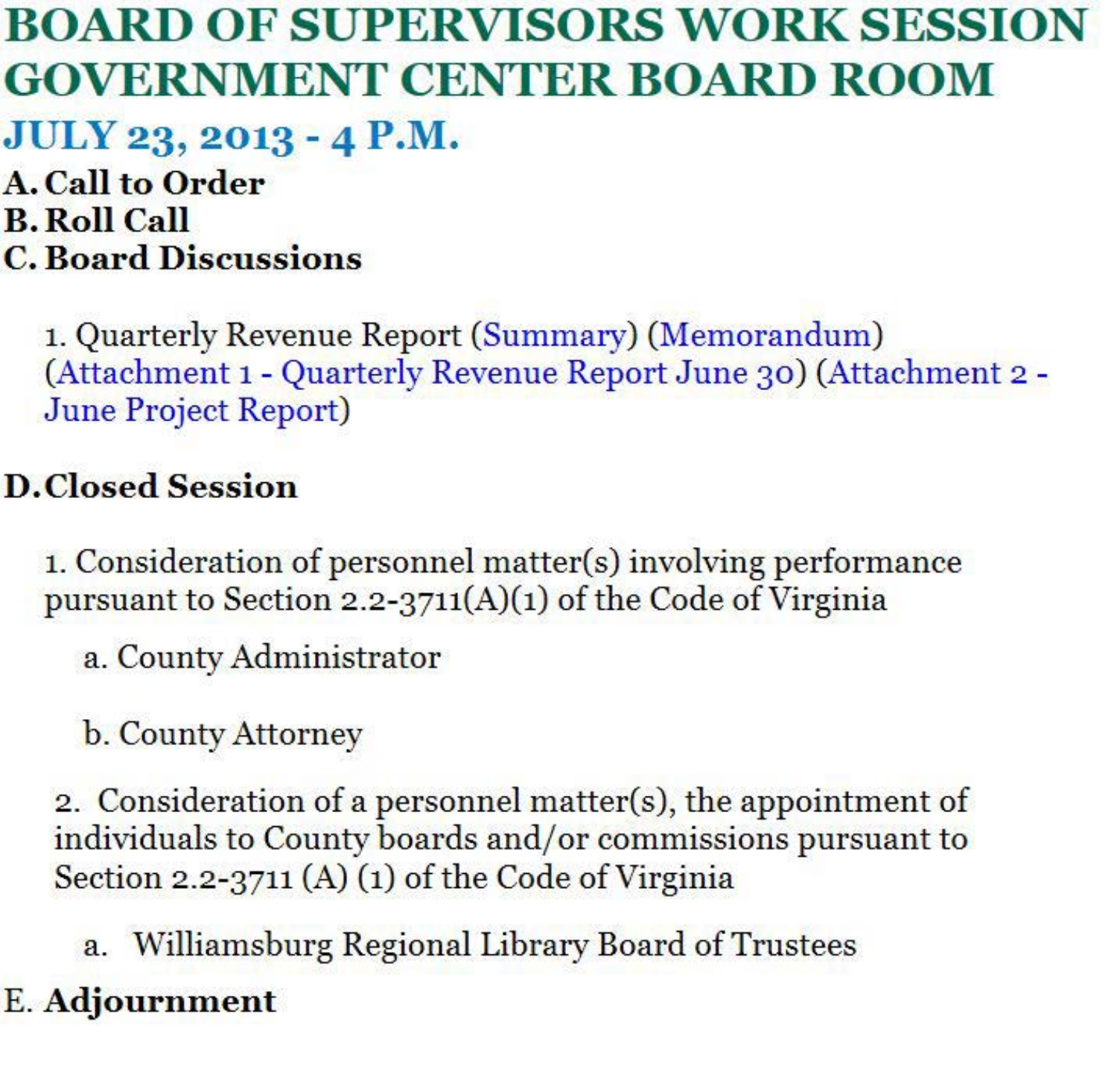# BOARD OF SUPERVISORS WORK SESSION GOVERNMENT CENTER BOARD ROOM

## JULY 23, 2013 - 4 P.M.

**A. Call to Order**

**B. Roll Call**

**C. Board Discussions**

1. Quarterly Revenue Report (Summary) (Memorandum) (Attachment 1 - Quarterly Revenue Report June 30) (Attachment 2 - June Project Report)

**D. Closed Session**

1. Consideration of personnel matter(s) involving performance pursuant to Section 2.2-3711(A)(1) of the Code of Virginia

   a. County Administrator

   b. County Attorney

2. Consideration of a personnel matter(s), the appointment of individuals to County boards and/or commissions pursuant to Section 2.2-3711 (A) (1) of the Code of Virginia

   a. Williamsburg Regional Library Board of Trustees

E. **Adjournment**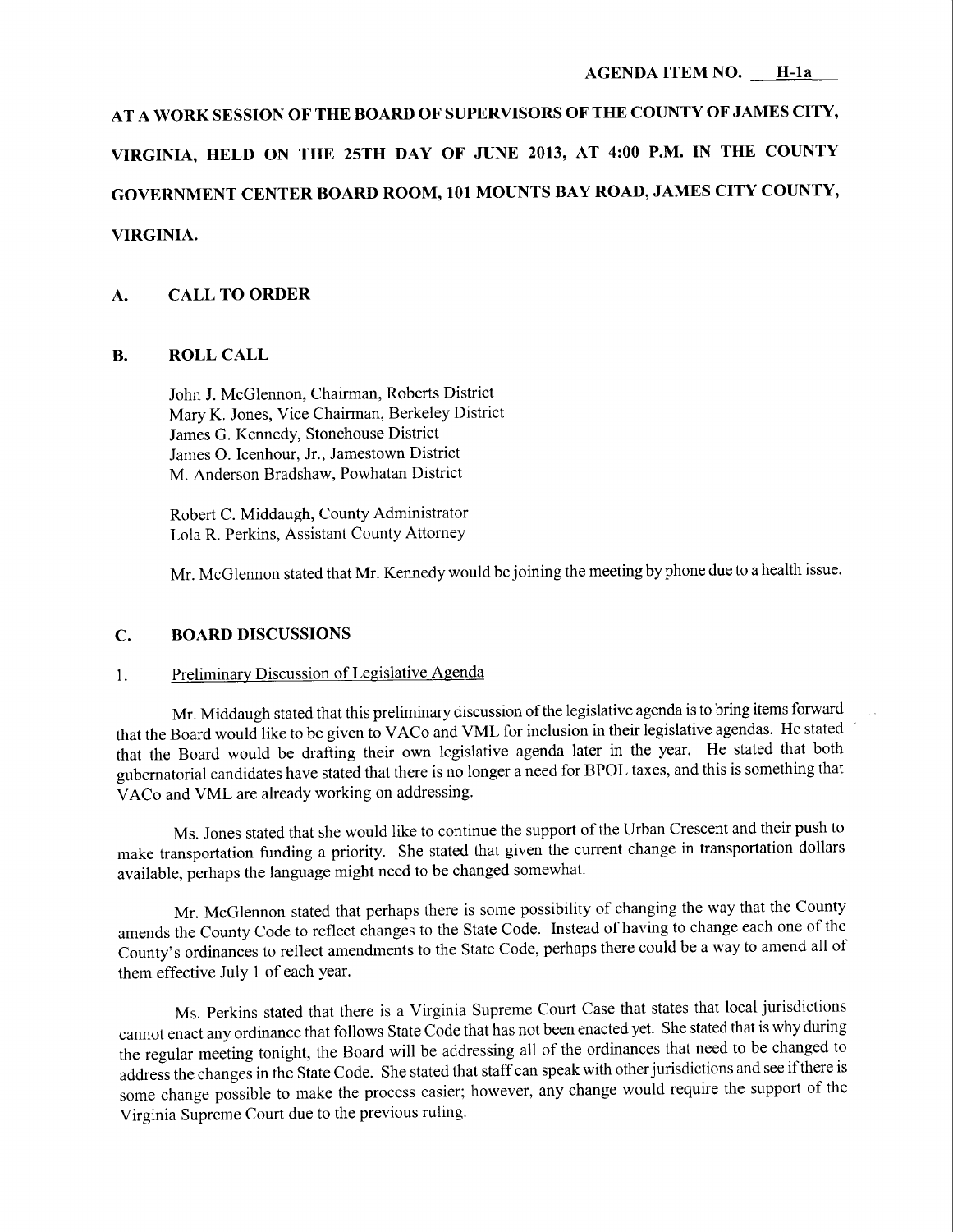AGENDA ITEM NO. H-1a

AT A WORK SESSION OF THE BOARD OF SUPERVISORS OF THE COUNTY OF JAMES CITY, VIRGINIA, HELD ON THE 25TH DAY OF JUNE 2013, AT 4:00 P.M. IN THE COUNTY GOVERNMENT CENTER BOARD ROOM, 101 MOUNTS BAY ROAD, JAMES CITY COUNTY, VIRGINIA.

## A. CALL TO ORDER

## B. ROLL CALL

John J. McGlennon, Chairman, Roberts District
Mary K. Jones, Vice Chairman, Berkeley District
James G. Kennedy, Stonehouse District
James O. Icenhour, Jr., Jamestown District
M. Anderson Bradshaw, Powhatan District

Robert C. Middaugh, County Administrator
Lola R. Perkins, Assistant County Attorney

Mr. McGlennon stated that Mr. Kennedy would be joining the meeting by phone due to a health issue.

## C. BOARD DISCUSSIONS

1. Preliminary Discussion of Legislative Agenda

Mr. Middaugh stated that this preliminary discussion of the legislative agenda is to bring items forward that the Board would like to be given to VACo and VML for inclusion in their legislative agendas. He stated that the Board would be drafting their own legislative agenda later in the year. He stated that both gubernatorial candidates have stated that there is no longer a need for BPOL taxes, and this is something that VACo and VML are already working on addressing.

Ms. Jones stated that she would like to continue the support of the Urban Crescent and their push to make transportation funding a priority. She stated that given the current change in transportation dollars available, perhaps the language might need to be changed somewhat.

Mr. McGlennon stated that perhaps there is some possibility of changing the way that the County amends the County Code to reflect changes to the State Code. Instead of having to change each one of the County's ordinances to reflect amendments to the State Code, perhaps there could be a way to amend all of them effective July 1 of each year.

Ms. Perkins stated that there is a Virginia Supreme Court Case that states that local jurisdictions cannot enact any ordinance that follows State Code that has not been enacted yet. She stated that is why during the regular meeting tonight, the Board will be addressing all of the ordinances that need to be changed to address the changes in the State Code. She stated that staff can speak with other jurisdictions and see if there is some change possible to make the process easier; however, any change would require the support of the Virginia Supreme Court due to the previous ruling.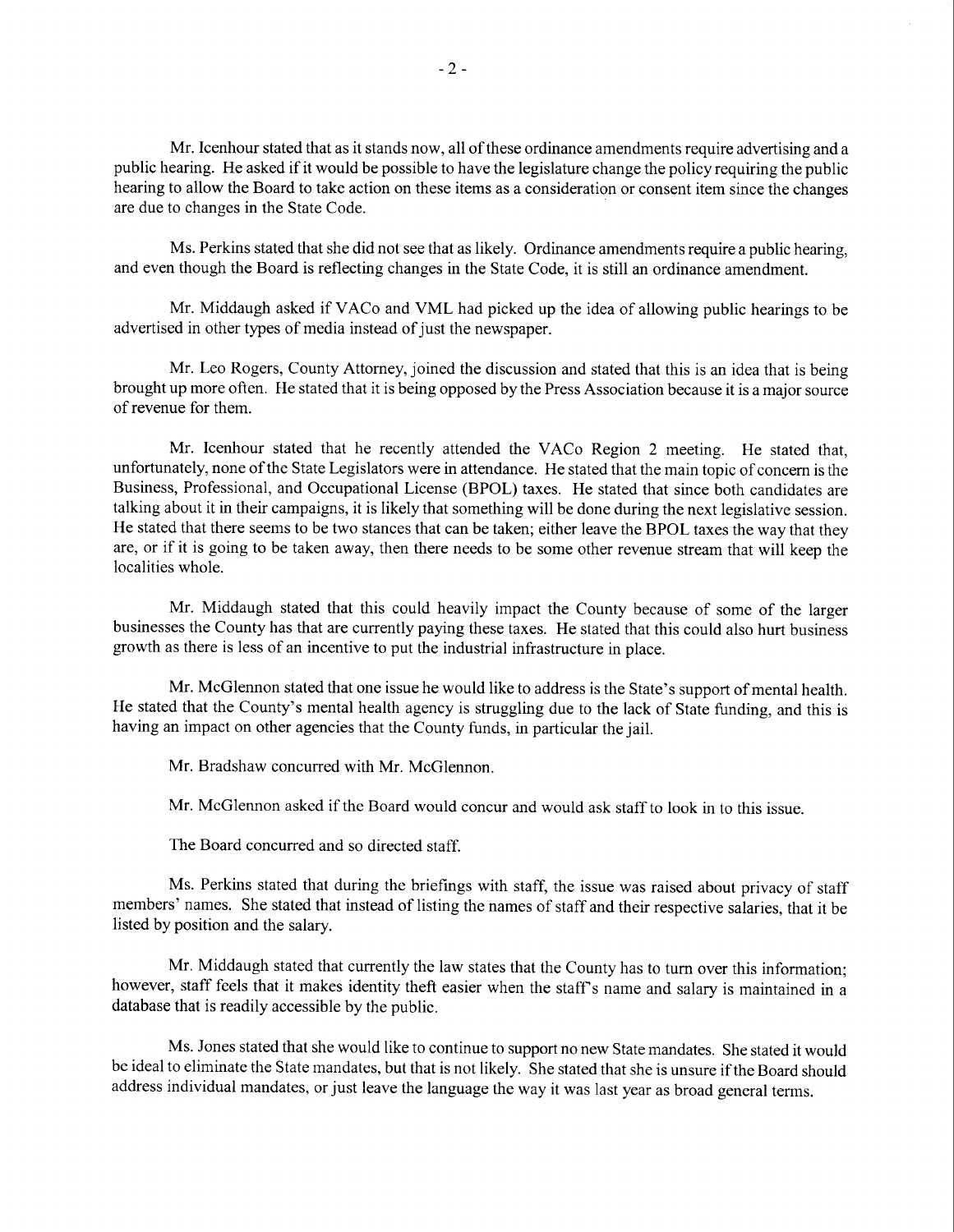Mr. Icenhour stated that as it stands now, all of these ordinance amendments require advertising and a public hearing. He asked if it would be possible to have the legislature change the policy requiring the public hearing to allow the Board to take action on these items as a consideration or consent item since the changes are due to changes in the State Code.

Ms. Perkins stated that she did not see that as likely. Ordinance amendments require a public hearing, and even though the Board is reflecting changes in the State Code, it is still an ordinance amendment.

Mr. Middaugh asked if VACo and VML had picked up the idea of allowing public hearings to be advertised in other types of media instead of just the newspaper.

Mr. Leo Rogers, County Attorney, joined the discussion and stated that this is an idea that is being brought up more often. He stated that it is being opposed by the Press Association because it is a major source of revenue for them.

Mr. Icenhour stated that he recently attended the VACo Region 2 meeting. He stated that, unfortunately, none of the State Legislators were in attendance. He stated that the main topic of concern is the Business, Professional, and Occupational License (BPOL) taxes. He stated that since both candidates are talking about it in their campaigns, it is likely that something will be done during the next legislative session. He stated that there seems to be two stances that can be taken; either leave the BPOL taxes the way that they are, or if it is going to be taken away, then there needs to be some other revenue stream that will keep the localities whole.

Mr. Middaugh stated that this could heavily impact the County because of some of the larger businesses the County has that are currently paying these taxes. He stated that this could also hurt business growth as there is less of an incentive to put the industrial infrastructure in place.

Mr. McGlennon stated that one issue he would like to address is the State's support of mental health. He stated that the County's mental health agency is struggling due to the lack of State funding, and this is having an impact on other agencies that the County funds, in particular the jail.

Mr. Bradshaw concurred with Mr. McGlennon.

Mr. McGlennon asked if the Board would concur and would ask staff to look in to this issue.

The Board concurred and so directed staff.

Ms. Perkins stated that during the briefings with staff, the issue was raised about privacy of staff members' names. She stated that instead of listing the names of staff and their respective salaries, that it be listed by position and the salary.

Mr. Middaugh stated that currently the law states that the County has to turn over this information; however, staff feels that it makes identity theft easier when the staff's name and salary is maintained in a database that is readily accessible by the public.

Ms. Jones stated that she would like to continue to support no new State mandates. She stated it would be ideal to eliminate the State mandates, but that is not likely. She stated that she is unsure if the Board should address individual mandates, or just leave the language the way it was last year as broad general terms.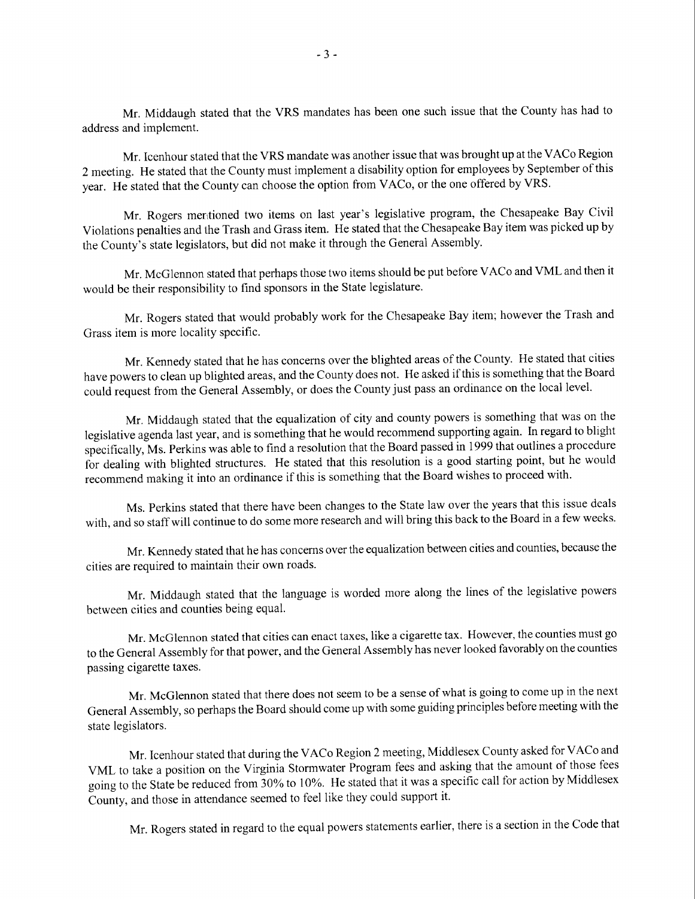Mr. Middaugh stated that the VRS mandates has been one such issue that the County has had to address and implement.

Mr. Icenhour stated that the VRS mandate was another issue that was brought up at the VACo Region 2 meeting. He stated that the County must implement a disability option for employees by September of this year. He stated that the County can choose the option from VACo, or the one offered by VRS.

Mr. Rogers mentioned two items on last year's legislative program, the Chesapeake Bay Civil Violations penalties and the Trash and Grass item. He stated that the Chesapeake Bay item was picked up by the County's state legislators, but did not make it through the General Assembly.

Mr. McGlennon stated that perhaps those two items should be put before VACo and VML and then it would be their responsibility to find sponsors in the State legislature.

Mr. Rogers stated that would probably work for the Chesapeake Bay item; however the Trash and Grass item is more locality specific.

Mr. Kennedy stated that he has concerns over the blighted areas of the County. He stated that cities have powers to clean up blighted areas, and the County does not. He asked if this is something that the Board could request from the General Assembly, or does the County just pass an ordinance on the local level.

Mr. Middaugh stated that the equalization of city and county powers is something that was on the legislative agenda last year, and is something that he would recommend supporting again. In regard to blight specifically, Ms. Perkins was able to find a resolution that the Board passed in 1999 that outlines a procedure for dealing with blighted structures. He stated that this resolution is a good starting point, but he would recommend making it into an ordinance if this is something that the Board wishes to proceed with.

Ms. Perkins stated that there have been changes to the State law over the years that this issue deals with, and so staff will continue to do some more research and will bring this back to the Board in a few weeks.

Mr. Kennedy stated that he has concerns over the equalization between cities and counties, because the cities are required to maintain their own roads.

Mr. Middaugh stated that the language is worded more along the lines of the legislative powers between cities and counties being equal.

Mr. McGlennon stated that cities can enact taxes, like a cigarette tax. However, the counties must go to the General Assembly for that power, and the General Assembly has never looked favorably on the counties passing cigarette taxes.

Mr. McGlennon stated that there does not seem to be a sense of what is going to come up in the next General Assembly, so perhaps the Board should come up with some guiding principles before meeting with the state legislators.

Mr. Icenhour stated that during the VACo Region 2 meeting, Middlesex County asked for VACo and VML to take a position on the Virginia Stormwater Program fees and asking that the amount of those fees going to the State be reduced from 30% to 10%. He stated that it was a specific call for action by Middlesex County, and those in attendance seemed to feel like they could support it.

Mr. Rogers stated in regard to the equal powers statements earlier, there is a section in the Code that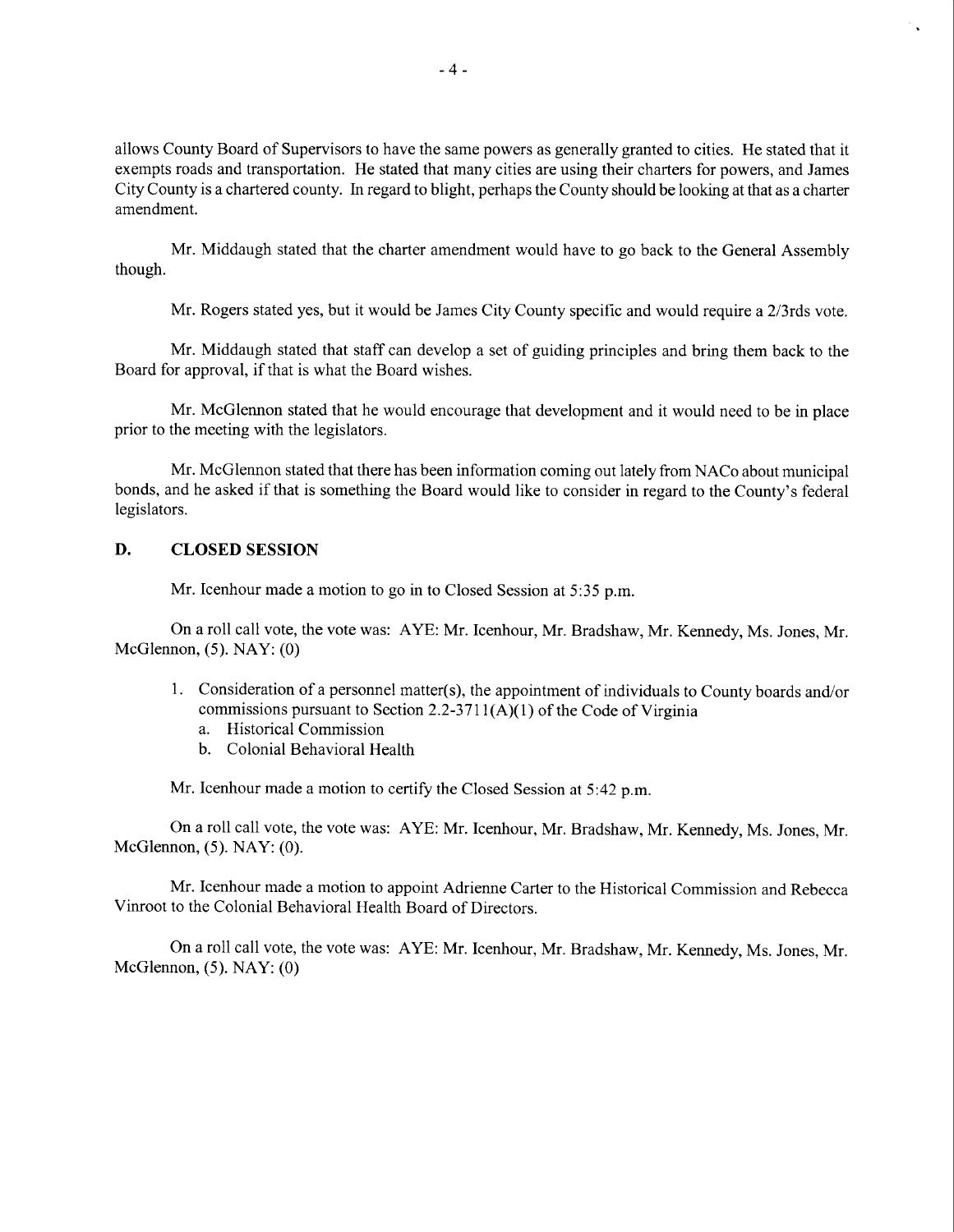allows County Board of Supervisors to have the same powers as generally granted to cities. He stated that it exempts roads and transportation. He stated that many cities are using their charters for powers, and James City County is a chartered county. In regard to blight, perhaps the County should be looking at that as a charter amendment.

Mr. Middaugh stated that the charter amendment would have to go back to the General Assembly though.

Mr. Rogers stated yes, but it would be James City County specific and would require a 2/3rds vote.

Mr. Middaugh stated that staff can develop a set of guiding principles and bring them back to the Board for approval, if that is what the Board wishes.

Mr. McGlennon stated that he would encourage that development and it would need to be in place prior to the meeting with the legislators.

Mr. McGlennon stated that there has been information coming out lately from NACo about municipal bonds, and he asked if that is something the Board would like to consider in regard to the County's federal legislators.

## D. CLOSED SESSION

Mr. Icenhour made a motion to go in to Closed Session at 5:35 p.m.

On a roll call vote, the vote was: AYE: Mr. Icenhour, Mr. Bradshaw, Mr. Kennedy, Ms. Jones, Mr. McGlennon, (5). NAY: (0)

1. Consideration of a personnel matter(s), the appointment of individuals to County boards and/or commissions pursuant to Section 2.2-3711(A)(1) of the Code of Virginia
   a. Historical Commission
   b. Colonial Behavioral Health

Mr. Icenhour made a motion to certify the Closed Session at 5:42 p.m.

On a roll call vote, the vote was: AYE: Mr. Icenhour, Mr. Bradshaw, Mr. Kennedy, Ms. Jones, Mr. McGlennon, (5). NAY: (0).

Mr. Icenhour made a motion to appoint Adrienne Carter to the Historical Commission and Rebecca Vinroot to the Colonial Behavioral Health Board of Directors.

On a roll call vote, the vote was: AYE: Mr. Icenhour, Mr. Bradshaw, Mr. Kennedy, Ms. Jones, Mr. McGlennon, (5). NAY: (0)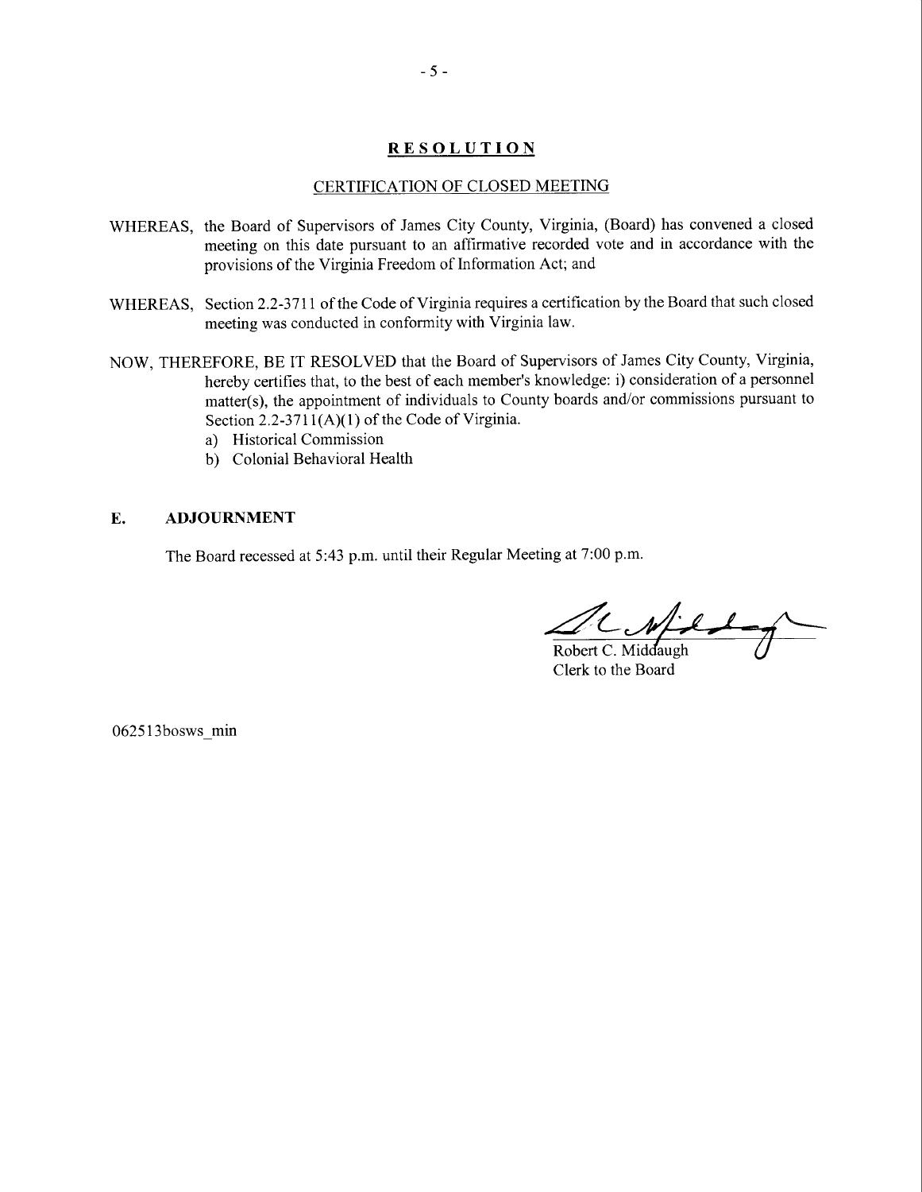## RESOLUTION

### CERTIFICATION OF CLOSED MEETING

WHEREAS, the Board of Supervisors of James City County, Virginia, (Board) has convened a closed meeting on this date pursuant to an affirmative recorded vote and in accordance with the provisions of the Virginia Freedom of Information Act; and

WHEREAS, Section 2.2-3711 of the Code of Virginia requires a certification by the Board that such closed meeting was conducted in conformity with Virginia law.

NOW, THEREFORE, BE IT RESOLVED that the Board of Supervisors of James City County, Virginia, hereby certifies that, to the best of each member's knowledge: i) consideration of a personnel matter(s), the appointment of individuals to County boards and/or commissions pursuant to Section 2.2-3711(A)(1) of the Code of Virginia.

a) Historical Commission
b) Colonial Behavioral Health

## E. ADJOURNMENT

The Board recessed at 5:43 p.m. until their Regular Meeting at 7:00 p.m.

Robert C. Middaugh
Clerk to the Board

062513bosws_min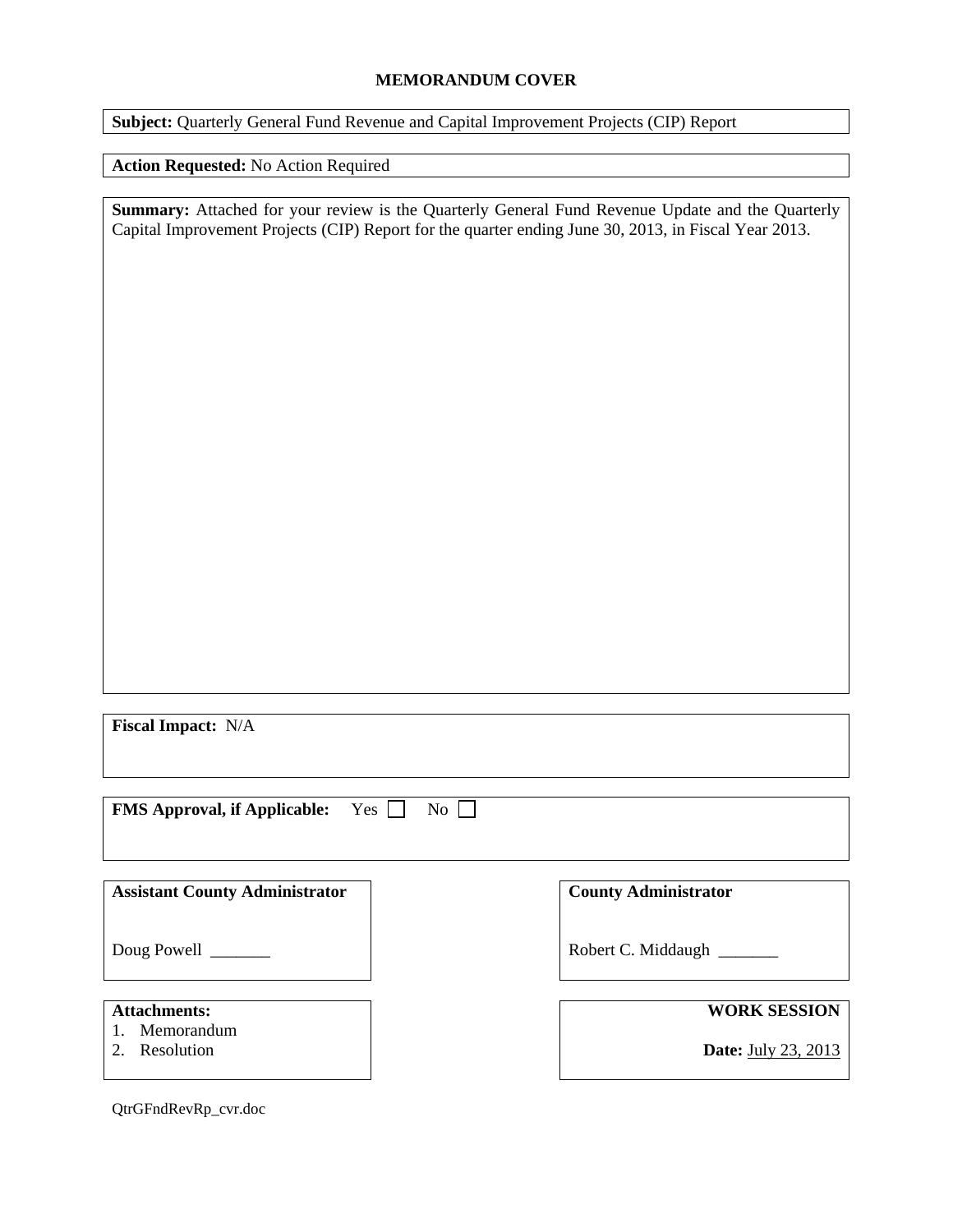# MEMORANDUM COVER

**Subject:** Quarterly General Fund Revenue and Capital Improvement Projects (CIP) Report

**Action Requested:** No Action Required

**Summary:** Attached for your review is the Quarterly General Fund Revenue Update and the Quarterly Capital Improvement Projects (CIP) Report for the quarter ending June 30, 2013, in Fiscal Year 2013.

**Fiscal Impact:** N/A

**FMS Approval, if Applicable:** Yes ☐ No ☐

| **Assistant County Administrator** | **County Administrator** |
| --- | --- |
| Doug Powell _______ | Robert C. Middaugh _______ |

**Attachments:**

1. Memorandum
2. Resolution

**WORK SESSION**

**Date:** July 23, 2013

QtrGFndRevRp_cvr.doc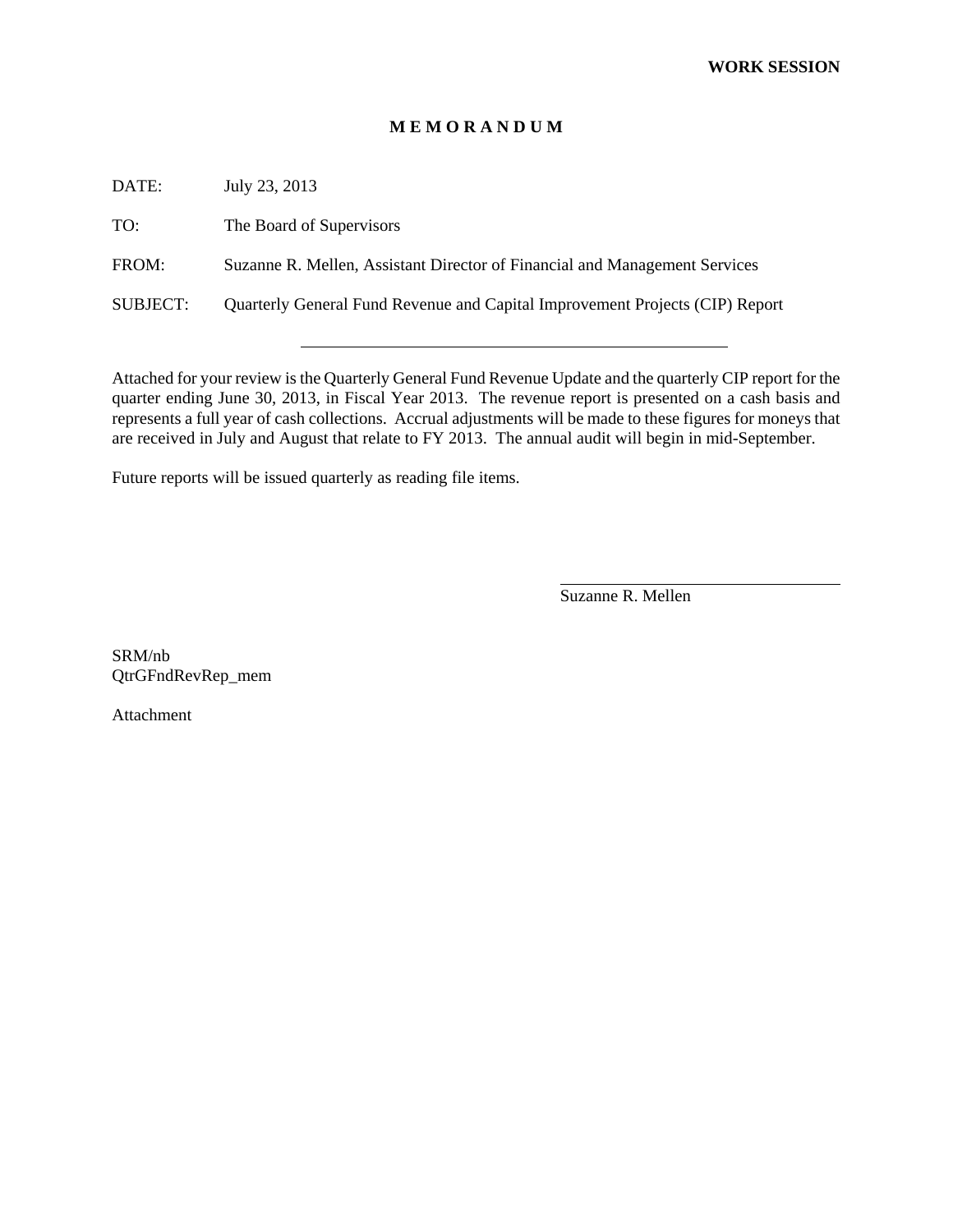**WORK SESSION**

**M E M O R A N D U M**

DATE: July 23, 2013

TO: The Board of Supervisors

FROM: Suzanne R. Mellen, Assistant Director of Financial and Management Services

SUBJECT: Quarterly General Fund Revenue and Capital Improvement Projects (CIP) Report

---

Attached for your review is the Quarterly General Fund Revenue Update and the quarterly CIP report for the quarter ending June 30, 2013, in Fiscal Year 2013. The revenue report is presented on a cash basis and represents a full year of cash collections. Accrual adjustments will be made to these figures for moneys that are received in July and August that relate to FY 2013. The annual audit will begin in mid-September.

Future reports will be issued quarterly as reading file items.

Suzanne R. Mellen

SRM/nb
QtrGFndRevRep_mem

Attachment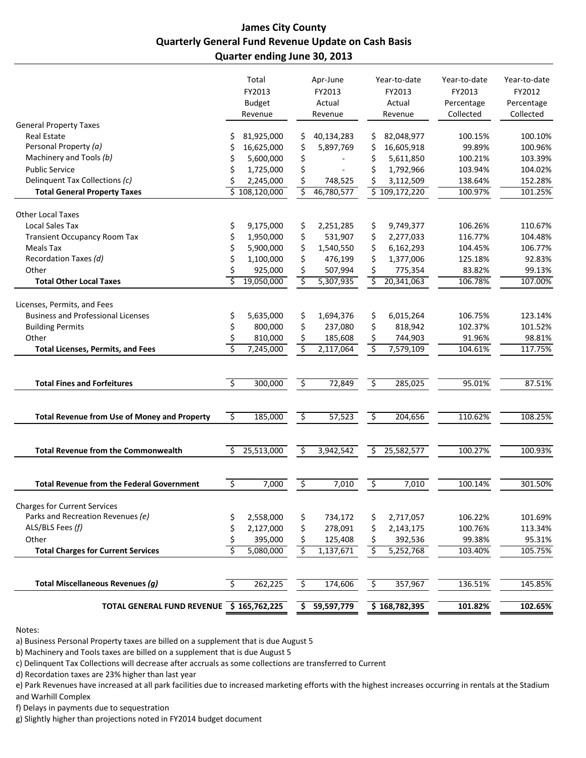# James City County
## Quarterly General Fund Revenue Update on Cash Basis
### Quarter ending June 30, 2013

| | Total FY2013 Budget Revenue | Apr-June FY2013 Actual Revenue | Year-to-date FY2013 Actual Revenue | Year-to-date FY2013 Percentage Collected | Year-to-date FY2012 Percentage Collected |
|---|---|---|---|---|---|
| **General Property Taxes** | | | | | |
| Real Estate | $ 81,925,000 | $ 40,134,283 | $ 82,048,977 | 100.15% | 100.10% |
| Personal Property *(a)* | $ 16,625,000 | $ 5,897,769 | $ 16,605,918 | 99.89% | 100.96% |
| Machinery and Tools *(b)* | $ 5,600,000 | $ - | $ 5,611,850 | 100.21% | 103.39% |
| Public Service | $ 1,725,000 | $ - | $ 1,792,966 | 103.94% | 104.02% |
| Delinquent Tax Collections *(c)* | $ 2,245,000 | $ 748,525 | $ 3,112,509 | 138.64% | 152.28% |
| **Total General Property Taxes** | $ 108,120,000 | $ 46,780,577 | $ 109,172,220 | 100.97% | 101.25% |
| **Other Local Taxes** | | | | | |
| Local Sales Tax | $ 9,175,000 | $ 2,251,285 | $ 9,749,377 | 106.26% | 110.67% |
| Transient Occupancy Room Tax | $ 1,950,000 | $ 531,907 | $ 2,277,033 | 116.77% | 104.48% |
| Meals Tax | $ 5,900,000 | $ 1,540,550 | $ 6,162,293 | 104.45% | 106.77% |
| Recordation Taxes *(d)* | $ 1,100,000 | $ 476,199 | $ 1,377,006 | 125.18% | 92.83% |
| Other | $ 925,000 | $ 507,994 | $ 775,354 | 83.82% | 99.13% |
| **Total Other Local Taxes** | $ 19,050,000 | $ 5,307,935 | $ 20,341,063 | 106.78% | 107.00% |
| **Licenses, Permits, and Fees** | | | | | |
| Business and Professional Licenses | $ 5,635,000 | $ 1,694,376 | $ 6,015,264 | 106.75% | 123.14% |
| Building Permits | $ 800,000 | $ 237,080 | $ 818,942 | 102.37% | 101.52% |
| Other | $ 810,000 | $ 185,608 | $ 744,903 | 91.96% | 98.81% |
| **Total Licenses, Permits, and Fees** | $ 7,245,000 | $ 2,117,064 | $ 7,579,109 | 104.61% | 117.75% |
| **Total Fines and Forfeitures** | $ 300,000 | $ 72,849 | $ 285,025 | 95.01% | 87.51% |
| **Total Revenue from Use of Money and Property** | $ 185,000 | $ 57,523 | $ 204,656 | 110.62% | 108.25% |
| **Total Revenue from the Commonwealth** | $ 25,513,000 | $ 3,942,542 | $ 25,582,577 | 100.27% | 100.93% |
| **Total Revenue from the Federal Government** | $ 7,000 | $ 7,010 | $ 7,010 | 100.14% | 301.50% |
| **Charges for Current Services** | | | | | |
| Parks and Recreation Revenues *(e)* | $ 2,558,000 | $ 734,172 | $ 2,717,057 | 106.22% | 101.69% |
| ALS/BLS Fees *(f)* | $ 2,127,000 | $ 278,091 | $ 2,143,175 | 100.76% | 113.34% |
| Other | $ 395,000 | $ 125,408 | $ 392,536 | 99.38% | 95.31% |
| **Total Charges for Current Services** | $ 5,080,000 | $ 1,137,671 | $ 5,252,768 | 103.40% | 105.75% |
| **Total Miscellaneous Revenues *(g)*** | $ 262,225 | $ 174,606 | $ 357,967 | 136.51% | 145.85% |
| **TOTAL GENERAL FUND REVENUE** | **$ 165,762,225** | **$ 59,597,779** | **$ 168,782,395** | **101.82%** | **102.65%** |

Notes:

a) Business Personal Property taxes are billed on a supplement that is due August 5

b) Machinery and Tools taxes are billed on a supplement that is due August 5

c) Delinquent Tax Collections will decrease after accruals as some collections are transferred to Current

d) Recordation taxes are 23% higher than last year

e) Park Revenues have increased at all park facilities due to increased marketing efforts with the highest increases occurring in rentals at the Stadium and Warhill Complex

f) Delays in payments due to sequestration

g) Slightly higher than projections noted in FY2014 budget document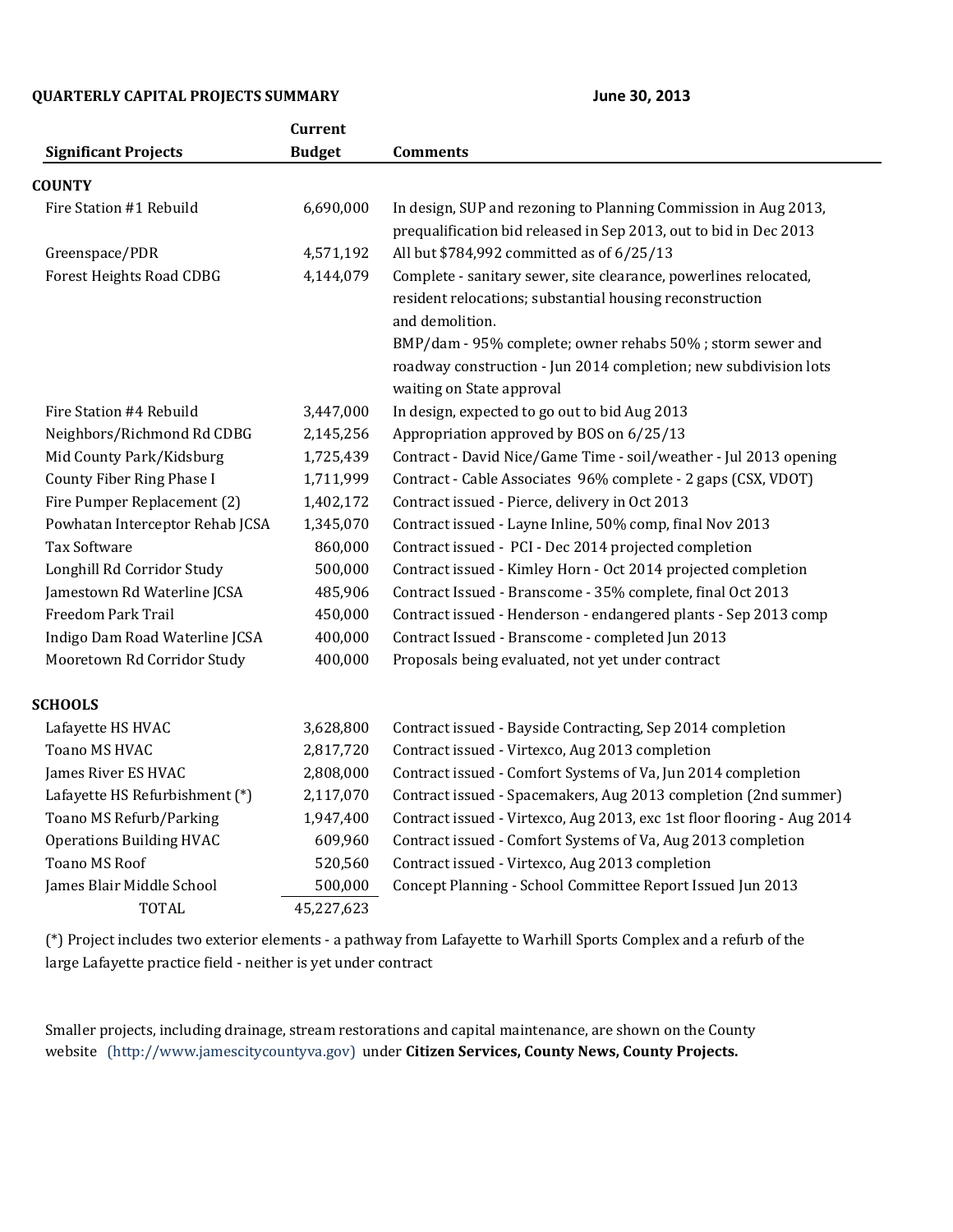**QUARTERLY CAPITAL PROJECTS SUMMARY** **June 30, 2013**

| Significant Projects | Current Budget | Comments |
|---|---|---|
| **COUNTY** | | |
| Fire Station #1 Rebuild | 6,690,000 | In design, SUP and rezoning to Planning Commission in Aug 2013, prequalification bid released in Sep 2013, out to bid in Dec 2013 |
| Greenspace/PDR | 4,571,192 | All but $784,992 committed as of 6/25/13 |
| Forest Heights Road CDBG | 4,144,079 | Complete - sanitary sewer, site clearance, powerlines relocated, resident relocations; substantial housing reconstruction and demolition. BMP/dam - 95% complete; owner rehabs 50% ; storm sewer and roadway construction - Jun 2014 completion; new subdivision lots waiting on State approval |
| Fire Station #4 Rebuild | 3,447,000 | In design, expected to go out to bid Aug 2013 |
| Neighbors/Richmond Rd CDBG | 2,145,256 | Appropriation approved by BOS on 6/25/13 |
| Mid County Park/Kidsburg | 1,725,439 | Contract - David Nice/Game Time - soil/weather - Jul 2013 opening |
| County Fiber Ring Phase I | 1,711,999 | Contract - Cable Associates 96% complete - 2 gaps (CSX, VDOT) |
| Fire Pumper Replacement (2) | 1,402,172 | Contract issued - Pierce, delivery in Oct 2013 |
| Powhatan Interceptor Rehab JCSA | 1,345,070 | Contract issued - Layne Inline, 50% comp, final Nov 2013 |
| Tax Software | 860,000 | Contract issued - PCI - Dec 2014 projected completion |
| Longhill Rd Corridor Study | 500,000 | Contract issued - Kimley Horn - Oct 2014 projected completion |
| Jamestown Rd Waterline JCSA | 485,906 | Contract Issued - Branscome - 35% complete, final Oct 2013 |
| Freedom Park Trail | 450,000 | Contract issued - Henderson - endangered plants - Sep 2013 comp |
| Indigo Dam Road Waterline JCSA | 400,000 | Contract Issued - Branscome - completed Jun 2013 |
| Mooretown Rd Corridor Study | 400,000 | Proposals being evaluated, not yet under contract |
| **SCHOOLS** | | |
| Lafayette HS HVAC | 3,628,800 | Contract issued - Bayside Contracting, Sep 2014 completion |
| Toano MS HVAC | 2,817,720 | Contract issued - Virtexco, Aug 2013 completion |
| James River ES HVAC | 2,808,000 | Contract issued - Comfort Systems of Va, Jun 2014 completion |
| Lafayette HS Refurbishment (*) | 2,117,070 | Contract issued - Spacemakers, Aug 2013 completion (2nd summer) |
| Toano MS Refurb/Parking | 1,947,400 | Contract issued - Virtexco, Aug 2013, exc 1st floor flooring - Aug 2014 |
| Operations Building HVAC | 609,960 | Contract issued - Comfort Systems of Va, Aug 2013 completion |
| Toano MS Roof | 520,560 | Contract issued - Virtexco, Aug 2013 completion |
| James Blair Middle School | 500,000 | Concept Planning - School Committee Report Issued Jun 2013 |
| TOTAL | 45,227,623 | |

(*) Project includes two exterior elements - a pathway from Lafayette to Warhill Sports Complex and a refurb of the large Lafayette practice field - neither is yet under contract

Smaller projects, including drainage, stream restorations and capital maintenance, are shown on the County website (http://www.jamescitycountyva.gov) under **Citizen Services, County News, County Projects.**